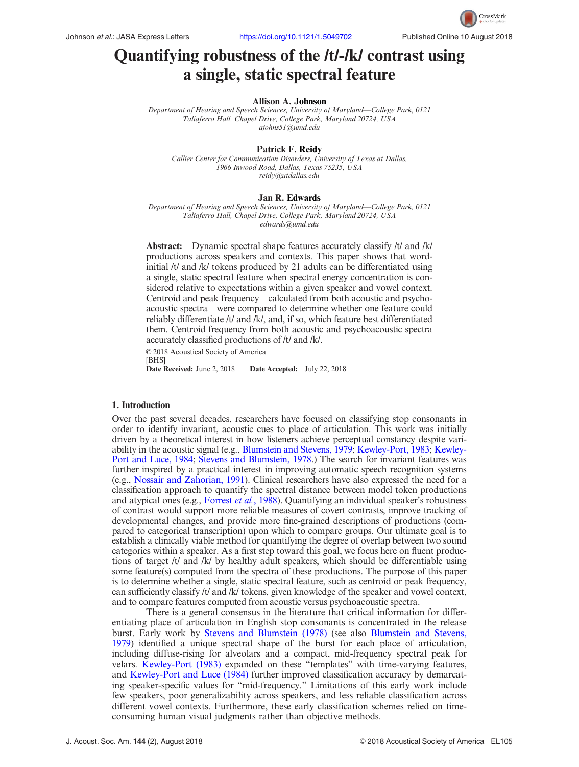# Quantifying robustness of the /t/-/k/ contrast using a single, static spectral feature

**Allison A. Johnson**

*Department of Hearing and Speech Sciences, University of Maryland—College Park, 0121 Taliaferro Hall, Chapel Drive, College Park, Maryland 20724, USA*
*ajohns51@umd.edu*

**Patrick F. Reidy**

*Callier Center for Communication Disorders, University of Texas at Dallas, 1966 Inwood Road, Dallas, Texas 75235, USA*
*reidy@utdallas.edu*

**Jan R. Edwards**

*Department of Hearing and Speech Sciences, University of Maryland—College Park, 0121 Taliaferro Hall, Chapel Drive, College Park, Maryland 20724, USA*
*edwards@umd.edu*

**Abstract:** Dynamic spectral shape features accurately classify /t/ and /k/ productions across speakers and contexts. This paper shows that word-initial /t/ and /k/ tokens produced by 21 adults can be differentiated using a single, static spectral feature when spectral energy concentration is considered relative to expectations within a given speaker and vowel context. Centroid and peak frequency—calculated from both acoustic and psychoacoustic spectra—were compared to determine whether one feature could reliably differentiate /t/ and /k/, and, if so, which feature best differentiated them. Centroid frequency from both acoustic and psychoacoustic spectra accurately classified productions of /t/ and /k/.

© 2018 Acoustical Society of America
[BHS]
**Date Received:** June 2, 2018 **Date Accepted:** July 22, 2018

## 1. Introduction

Over the past several decades, researchers have focused on classifying stop consonants in order to identify invariant, acoustic cues to place of articulation. This work was initially driven by a theoretical interest in how listeners achieve perceptual constancy despite variability in the acoustic signal (e.g., Blumstein and Stevens, 1979; Kewley-Port, 1983; Kewley-Port and Luce, 1984; Stevens and Blumstein, 1978.) The search for invariant features was further inspired by a practical interest in improving automatic speech recognition systems (e.g., Nossair and Zahorian, 1991). Clinical researchers have also expressed the need for a classification approach to quantify the spectral distance between model token productions and atypical ones (e.g., Forrest *et al.*, 1988). Quantifying an individual speaker's robustness of contrast would support more reliable measures of covert contrasts, improve tracking of developmental changes, and provide more fine-grained descriptions of productions (compared to categorical transcription) upon which to compare groups. Our ultimate goal is to establish a clinically viable method for quantifying the degree of overlap between two sound categories within a speaker. As a first step toward this goal, we focus here on fluent productions of target /t/ and /k/ by healthy adult speakers, which should be differentiable using some feature(s) computed from the spectra of these productions. The purpose of this paper is to determine whether a single, static spectral feature, such as centroid or peak frequency, can sufficiently classify /t/ and /k/ tokens, given knowledge of the speaker and vowel context, and to compare features computed from acoustic versus psychoacoustic spectra.

There is a general consensus in the literature that critical information for differentiating place of articulation in English stop consonants is concentrated in the release burst. Early work by Stevens and Blumstein (1978) (see also Blumstein and Stevens, 1979) identified a unique spectral shape of the burst for each place of articulation, including diffuse-rising for alveolars and a compact, mid-frequency spectral peak for velars. Kewley-Port (1983) expanded on these "templates" with time-varying features, and Kewley-Port and Luce (1984) further improved classification accuracy by demarcating speaker-specific values for "mid-frequency." Limitations of this early work include few speakers, poor generalizability across speakers, and less reliable classification across different vowel contexts. Furthermore, these early classification schemes relied on time-consuming human visual judgments rather than objective methods.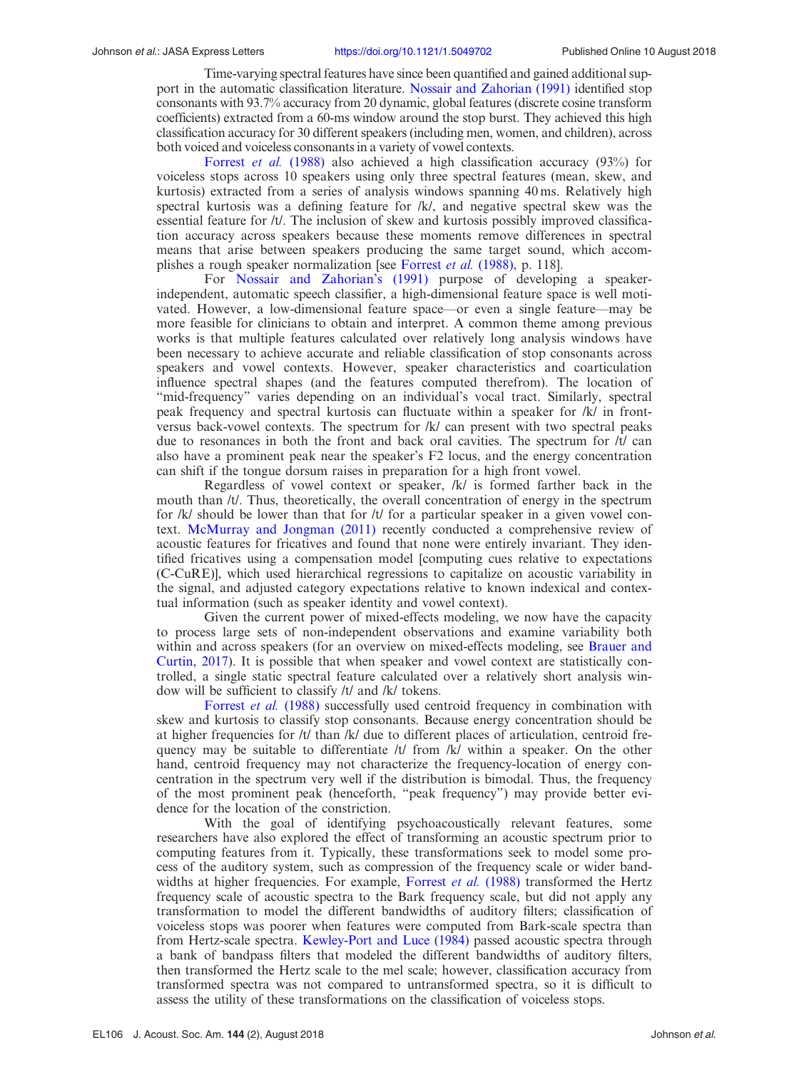Time-varying spectral features have since been quantified and gained additional support in the automatic classification literature. Nossair and Zahorian (1991) identified stop consonants with 93.7% accuracy from 20 dynamic, global features (discrete cosine transform coefficients) extracted from a 60-ms window around the stop burst. They achieved this high classification accuracy for 30 different speakers (including men, women, and children), across both voiced and voiceless consonants in a variety of vowel contexts.

Forrest *et al.* (1988) also achieved a high classification accuracy (93%) for voiceless stops across 10 speakers using only three spectral features (mean, skew, and kurtosis) extracted from a series of analysis windows spanning 40 ms. Relatively high spectral kurtosis was a defining feature for /k/, and negative spectral skew was the essential feature for /t/. The inclusion of skew and kurtosis possibly improved classification accuracy across speakers because these moments remove differences in spectral means that arise between speakers producing the same target sound, which accomplishes a rough speaker normalization [see Forrest *et al.* (1988), p. 118].

For Nossair and Zahorian's (1991) purpose of developing a speaker-independent, automatic speech classifier, a high-dimensional feature space is well motivated. However, a low-dimensional feature space—or even a single feature—may be more feasible for clinicians to obtain and interpret. A common theme among previous works is that multiple features calculated over relatively long analysis windows have been necessary to achieve accurate and reliable classification of stop consonants across speakers and vowel contexts. However, speaker characteristics and coarticulation influence spectral shapes (and the features computed therefrom). The location of "mid-frequency" varies depending on an individual's vocal tract. Similarly, spectral peak frequency and spectral kurtosis can fluctuate within a speaker for /k/ in front- versus back-vowel contexts. The spectrum for /k/ can present with two spectral peaks due to resonances in both the front and back oral cavities. The spectrum for /t/ can also have a prominent peak near the speaker's F2 locus, and the energy concentration can shift if the tongue dorsum raises in preparation for a high front vowel.

Regardless of vowel context or speaker, /k/ is formed farther back in the mouth than /t/. Thus, theoretically, the overall concentration of energy in the spectrum for /k/ should be lower than that for /t/ for a particular speaker in a given vowel context. McMurray and Jongman (2011) recently conducted a comprehensive review of acoustic features for fricatives and found that none were entirely invariant. They identified fricatives using a compensation model [computing cues relative to expectations (C-CuRE)], which used hierarchical regressions to capitalize on acoustic variability in the signal, and adjusted category expectations relative to known indexical and contextual information (such as speaker identity and vowel context).

Given the current power of mixed-effects modeling, we now have the capacity to process large sets of non-independent observations and examine variability both within and across speakers (for an overview on mixed-effects modeling, see Brauer and Curtin, 2017). It is possible that when speaker and vowel context are statistically controlled, a single static spectral feature calculated over a relatively short analysis window will be sufficient to classify /t/ and /k/ tokens.

Forrest *et al.* (1988) successfully used centroid frequency in combination with skew and kurtosis to classify stop consonants. Because energy concentration should be at higher frequencies for /t/ than /k/ due to different places of articulation, centroid frequency may be suitable to differentiate /t/ from /k/ within a speaker. On the other hand, centroid frequency may not characterize the frequency-location of energy concentration in the spectrum very well if the distribution is bimodal. Thus, the frequency of the most prominent peak (henceforth, "peak frequency") may provide better evidence for the location of the constriction.

With the goal of identifying psychoacoustically relevant features, some researchers have also explored the effect of transforming an acoustic spectrum prior to computing features from it. Typically, these transformations seek to model some process of the auditory system, such as compression of the frequency scale or wider bandwidths at higher frequencies. For example, Forrest *et al.* (1988) transformed the Hertz frequency scale of acoustic spectra to the Bark frequency scale, but did not apply any transformation to model the different bandwidths of auditory filters; classification of voiceless stops was poorer when features were computed from Bark-scale spectra than from Hertz-scale spectra. Kewley-Port and Luce (1984) passed acoustic spectra through a bank of bandpass filters that modeled the different bandwidths of auditory filters, then transformed the Hertz scale to the mel scale; however, classification accuracy from transformed spectra was not compared to untransformed spectra, so it is difficult to assess the utility of these transformations on the classification of voiceless stops.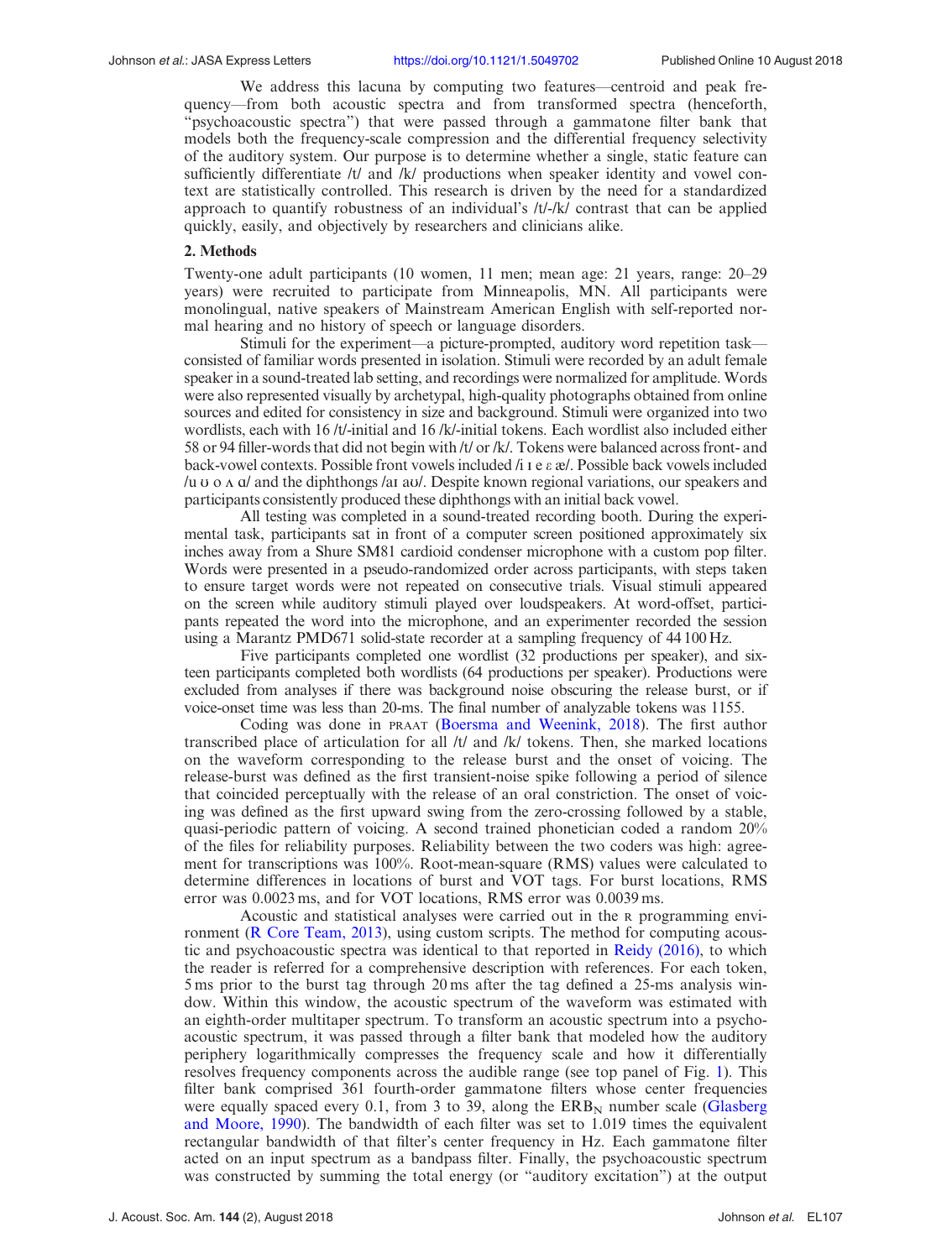We address this lacuna by computing two features—centroid and peak frequency—from both acoustic spectra and from transformed spectra (henceforth, "psychoacoustic spectra") that were passed through a gammatone filter bank that models both the frequency-scale compression and the differential frequency selectivity of the auditory system. Our purpose is to determine whether a single, static feature can sufficiently differentiate /t/ and /k/ productions when speaker identity and vowel context are statistically controlled. This research is driven by the need for a standardized approach to quantify robustness of an individual's /t/-/k/ contrast that can be applied quickly, easily, and objectively by researchers and clinicians alike.

## 2. Methods

Twenty-one adult participants (10 women, 11 men; mean age: 21 years, range: 20–29 years) were recruited to participate from Minneapolis, MN. All participants were monolingual, native speakers of Mainstream American English with self-reported normal hearing and no history of speech or language disorders.

Stimuli for the experiment—a picture-prompted, auditory word repetition task—consisted of familiar words presented in isolation. Stimuli were recorded by an adult female speaker in a sound-treated lab setting, and recordings were normalized for amplitude. Words were also represented visually by archetypal, high-quality photographs obtained from online sources and edited for consistency in size and background. Stimuli were organized into two wordlists, each with 16 /t/-initial and 16 /k/-initial tokens. Each wordlist also included either 58 or 94 filler-words that did not begin with /t/ or /k/. Tokens were balanced across front- and back-vowel contexts. Possible front vowels included /i ɪ e ɛ æ/. Possible back vowels included /u ʊ o ʌ ɑ/ and the diphthongs /aɪ aʊ/. Despite known regional variations, our speakers and participants consistently produced these diphthongs with an initial back vowel.

All testing was completed in a sound-treated recording booth. During the experimental task, participants sat in front of a computer screen positioned approximately six inches away from a Shure SM81 cardioid condenser microphone with a custom pop filter. Words were presented in a pseudo-randomized order across participants, with steps taken to ensure target words were not repeated on consecutive trials. Visual stimuli appeared on the screen while auditory stimuli played over loudspeakers. At word-offset, participants repeated the word into the microphone, and an experimenter recorded the session using a Marantz PMD671 solid-state recorder at a sampling frequency of 44 100 Hz.

Five participants completed one wordlist (32 productions per speaker), and sixteen participants completed both wordlists (64 productions per speaker). Productions were excluded from analyses if there was background noise obscuring the release burst, or if voice-onset time was less than 20-ms. The final number of analyzable tokens was 1155.

Coding was done in PRAAT (Boersma and Weenink, 2018). The first author transcribed place of articulation for all /t/ and /k/ tokens. Then, she marked locations on the waveform corresponding to the release burst and the onset of voicing. The release-burst was defined as the first transient-noise spike following a period of silence that coincided perceptually with the release of an oral constriction. The onset of voicing was defined as the first upward swing from the zero-crossing followed by a stable, quasi-periodic pattern of voicing. A second trained phonetician coded a random 20% of the files for reliability purposes. Reliability between the two coders was high: agreement for transcriptions was 100%. Root-mean-square (RMS) values were calculated to determine differences in locations of burst and VOT tags. For burst locations, RMS error was 0.0023 ms, and for VOT locations, RMS error was 0.0039 ms.

Acoustic and statistical analyses were carried out in the R programming environment (R Core Team, 2013), using custom scripts. The method for computing acoustic and psychoacoustic spectra was identical to that reported in Reidy (2016), to which the reader is referred for a comprehensive description with references. For each token, 5 ms prior to the burst tag through 20 ms after the tag defined a 25-ms analysis window. Within this window, the acoustic spectrum of the waveform was estimated with an eighth-order multitaper spectrum. To transform an acoustic spectrum into a psychoacoustic spectrum, it was passed through a filter bank that modeled how the auditory periphery logarithmically compresses the frequency scale and how it differentially resolves frequency components across the audible range (see top panel of Fig. 1). This filter bank comprised 361 fourth-order gammatone filters whose center frequencies were equally spaced every 0.1, from 3 to 39, along the $\text{ERB}_\text{N}$ number scale (Glasberg and Moore, 1990). The bandwidth of each filter was set to 1.019 times the equivalent rectangular bandwidth of that filter's center frequency in Hz. Each gammatone filter acted on an input spectrum as a bandpass filter. Finally, the psychoacoustic spectrum was constructed by summing the total energy (or "auditory excitation") at the output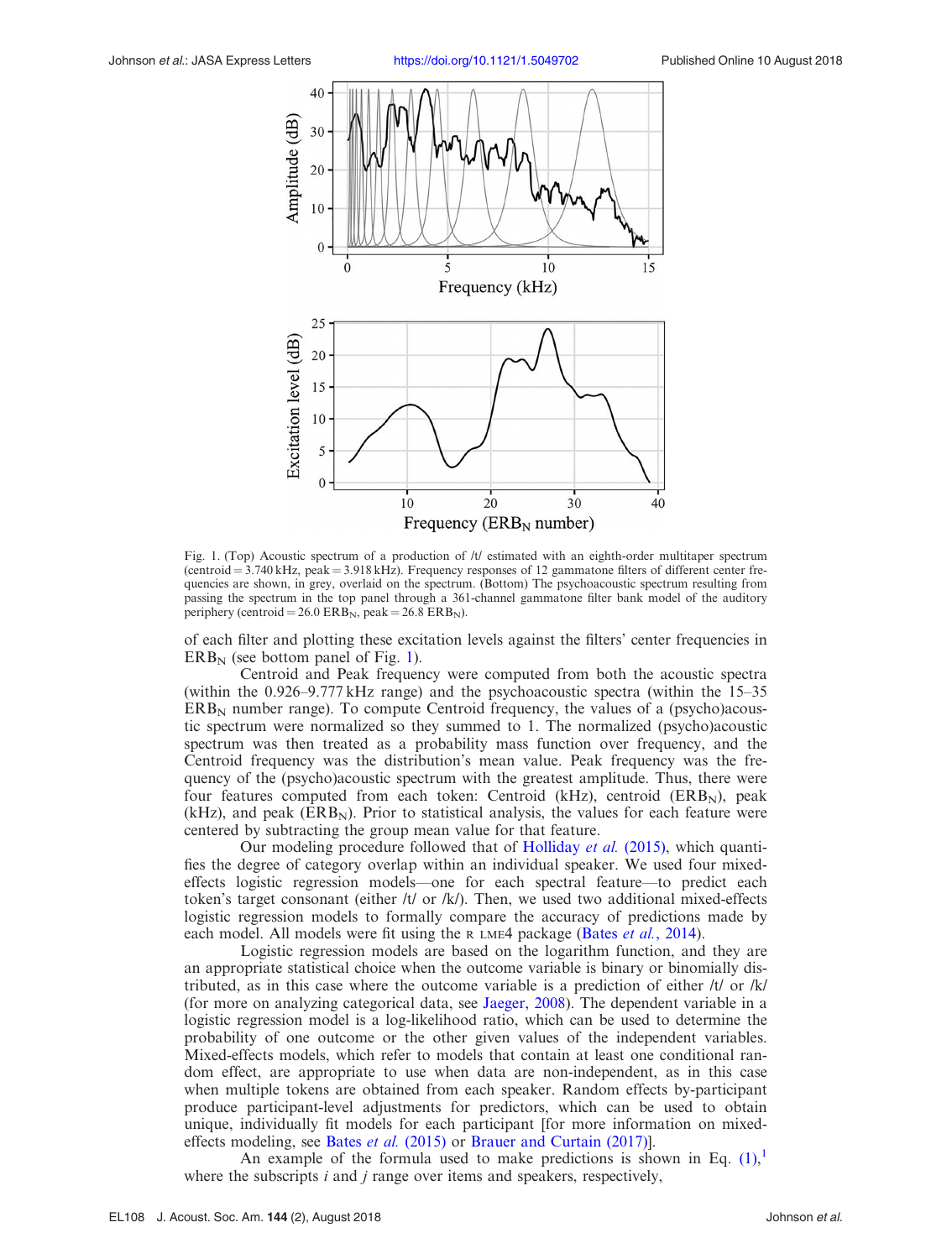Fig. 1. (Top) Acoustic spectrum of a production of /t/ estimated with an eighth-order multitaper spectrum (centroid = 3.740 kHz, peak = 3.918 kHz). Frequency responses of 12 gammatone filters of different center frequencies are shown, in grey, overlaid on the spectrum. (Bottom) The psychoacoustic spectrum resulting from passing the spectrum in the top panel through a 361-channel gammatone filter bank model of the auditory periphery (centroid = 26.0 $ERB_N$, peak = 26.8 $ERB_N$).

of each filter and plotting these excitation levels against the filters' center frequencies in $ERB_N$ (see bottom panel of Fig. 1).

Centroid and Peak frequency were computed from both the acoustic spectra (within the 0.926–9.777 kHz range) and the psychoacoustic spectra (within the 15–35 $ERB_N$ number range). To compute Centroid frequency, the values of a (psycho)acoustic spectrum were normalized so they summed to 1. The normalized (psycho)acoustic spectrum was then treated as a probability mass function over frequency, and the Centroid frequency was the distribution's mean value. Peak frequency was the frequency of the (psycho)acoustic spectrum with the greatest amplitude. Thus, there were four features computed from each token: Centroid (kHz), centroid ($ERB_N$), peak (kHz), and peak ($ERB_N$). Prior to statistical analysis, the values for each feature were centered by subtracting the group mean value for that feature.

Our modeling procedure followed that of Holliday *et al.* (2015), which quantifies the degree of category overlap within an individual speaker. We used four mixed-effects logistic regression models—one for each spectral feature—to predict each token's target consonant (either /t/ or /k/). Then, we used two additional mixed-effects logistic regression models to formally compare the accuracy of predictions made by each model. All models were fit using the R LME4 package (Bates *et al.*, 2014).

Logistic regression models are based on the logarithm function, and they are an appropriate statistical choice when the outcome variable is binary or binomially distributed, as in this case where the outcome variable is a prediction of either /t/ or /k/ (for more on analyzing categorical data, see Jaeger, 2008). The dependent variable in a logistic regression model is a log-likelihood ratio, which can be used to determine the probability of one outcome or the other given values of the independent variables. Mixed-effects models, which refer to models that contain at least one conditional random effect, are appropriate to use when data are non-independent, as in this case when multiple tokens are obtained from each speaker. Random effects by-participant produce participant-level adjustments for predictors, which can be used to obtain unique, individually fit models for each participant [for more information on mixed-effects modeling, see Bates *et al.* (2015) or Brauer and Curtain (2017)].

An example of the formula used to make predictions is shown in Eq. (1),[1] where the subscripts $i$ and $j$ range over items and speakers, respectively,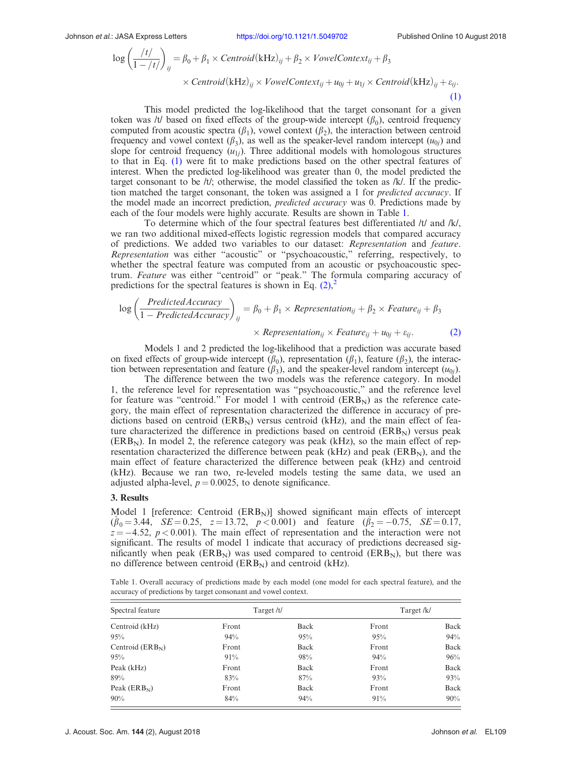$$\log\left(\frac{/t/}{1-/t/}\right)_{ij} = \beta_0 + \beta_1 \times Centroid(\text{kHz})_{ij} + \beta_2 \times VowelContext_{ij} + \beta_3 \times Centroid(\text{kHz})_{ij} \times VowelContext_{ij} + u_{0j} + u_{1j} \times Centroid(\text{kHz})_{ij} + \varepsilon_{ij}. \tag{1}$$

This model predicted the log-likelihood that the target consonant for a given token was /t/ based on fixed effects of the group-wide intercept ($\beta_0$), centroid frequency computed from acoustic spectra ($\beta_1$), vowel context ($\beta_2$), the interaction between centroid frequency and vowel context ($\beta_3$), as well as the speaker-level random intercept ($u_{0j}$) and slope for centroid frequency ($u_{1j}$). Three additional models with homologous structures to that in Eq. (1) were fit to make predictions based on the other spectral features of interest. When the predicted log-likelihood was greater than 0, the model predicted the target consonant to be /t/; otherwise, the model classified the token as /k/. If the prediction matched the target consonant, the token was assigned a 1 for *predicted accuracy*. If the model made an incorrect prediction, *predicted accuracy* was 0. Predictions made by each of the four models were highly accurate. Results are shown in Table 1.

To determine which of the four spectral features best differentiated /t/ and /k/, we ran two additional mixed-effects logistic regression models that compared accuracy of predictions. We added two variables to our dataset: *Representation* and *feature*. *Representation* was either "acoustic" or "psychoacoustic," referring, respectively, to whether the spectral feature was computed from an acoustic or psychoacoustic spectrum. *Feature* was either "centroid" or "peak." The formula comparing accuracy of predictions for the spectral features is shown in Eq. (2),[2]

$$\log\left(\frac{PredictedAccuracy}{1-PredictedAccuracy}\right)_{ij} = \beta_0 + \beta_1 \times Representation_{ij} + \beta_2 \times Feature_{ij} + \beta_3 \times Representation_{ij} \times Feature_{ij} + u_{0j} + \varepsilon_{ij}. \tag{2}$$

Models 1 and 2 predicted the log-likelihood that a prediction was accurate based on fixed effects of group-wide intercept ($\beta_0$), representation ($\beta_1$), feature ($\beta_2$), the interaction between representation and feature ($\beta_3$), and the speaker-level random intercept ($u_{0j}$).

The difference between the two models was the reference category. In model 1, the reference level for representation was "psychoacoustic," and the reference level for feature was "centroid." For model 1 with centroid ($\text{ERB}_\text{N}$) as the reference category, the main effect of representation characterized the difference in accuracy of predictions based on centroid ($\text{ERB}_\text{N}$) versus centroid (kHz), and the main effect of feature characterized the difference in predictions based on centroid ($\text{ERB}_\text{N}$) versus peak ($\text{ERB}_\text{N}$). In model 2, the reference category was peak (kHz), so the main effect of representation characterized the difference between peak (kHz) and peak ($\text{ERB}_\text{N}$), and the main effect of feature characterized the difference between peak (kHz) and centroid (kHz). Because we ran two, re-leveled models testing the same data, we used an adjusted alpha-level, $p = 0.0025$, to denote significance.

### 3. Results

Model 1 [reference: Centroid ($\text{ERB}_\text{N}$)] showed significant main effects of intercept ($\hat{\beta}_0 = 3.44$, $SE = 0.25$, $z = 13.72$, $p < 0.001$) and feature ($\hat{\beta}_2 = -0.75$, $SE = 0.17$, $z = -4.52$, $p < 0.001$). The main effect of representation and the interaction were not significant. The results of model 1 indicate that accuracy of predictions decreased significantly when peak ($\text{ERB}_\text{N}$) was used compared to centroid ($\text{ERB}_\text{N}$), but there was no difference between centroid ($\text{ERB}_\text{N}$) and centroid (kHz).

Table 1. Overall accuracy of predictions made by each model (one model for each spectral feature), and the accuracy of predictions by target consonant and vowel context.

| Spectral feature | Target /t/ | | Target /k/ | |
|---|---|---|---|---|
| Centroid (kHz) | Front | Back | Front | Back |
| 95% | 94% | 95% | 95% | 94% |
| Centroid ($\text{ERB}_\text{N}$) | Front | Back | Front | Back |
| 95% | 91% | 98% | 94% | 96% |
| Peak (kHz) | Front | Back | Front | Back |
| 89% | 83% | 87% | 93% | 93% |
| Peak ($\text{ERB}_\text{N}$) | Front | Back | Front | Back |
| 90% | 84% | 94% | 91% | 90% |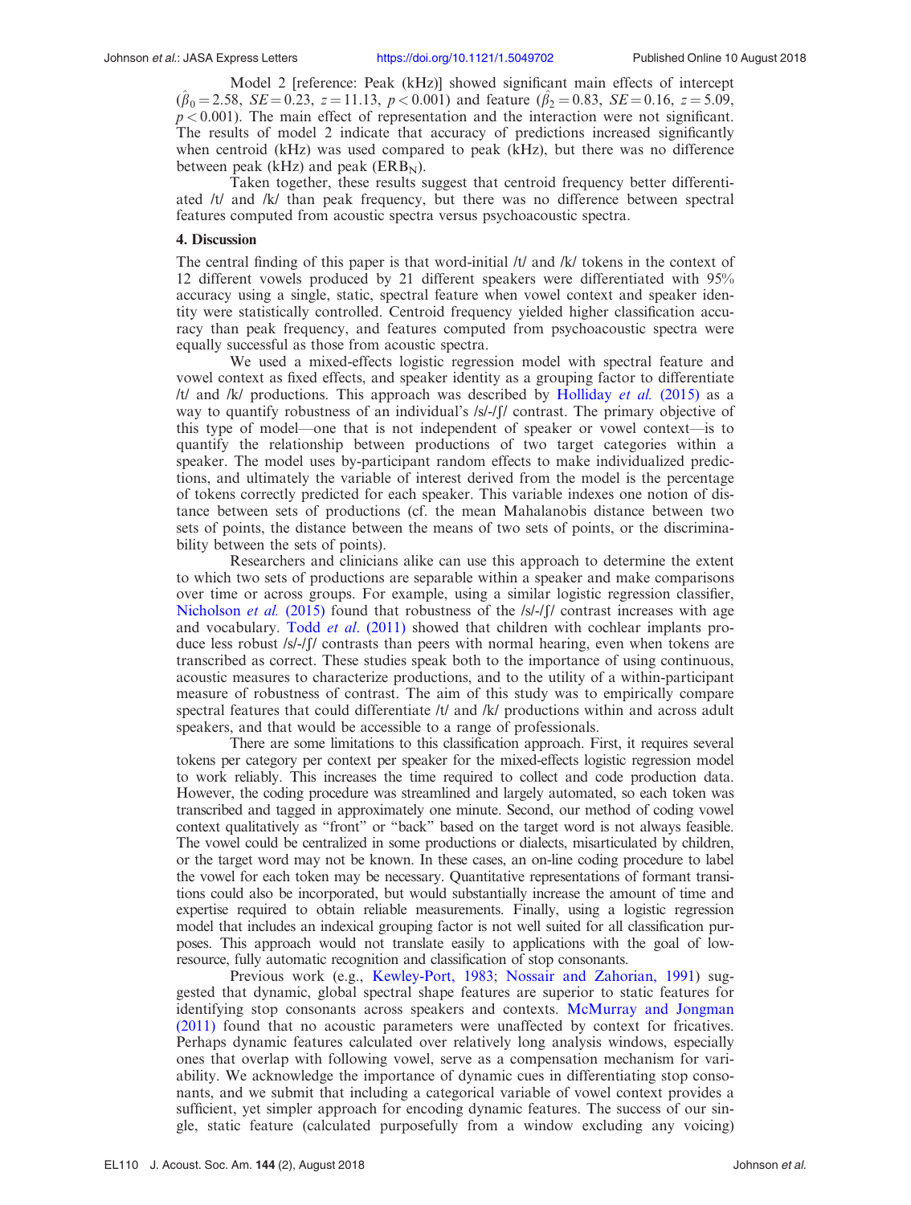Model 2 [reference: Peak (kHz)] showed significant main effects of intercept ($\hat{\beta}_0 = 2.58$, $SE = 0.23$, $z = 11.13$, $p < 0.001$) and feature ($\hat{\beta}_2 = 0.83$, $SE = 0.16$, $z = 5.09$, $p < 0.001$). The main effect of representation and the interaction were not significant. The results of model 2 indicate that accuracy of predictions increased significantly when centroid (kHz) was used compared to peak (kHz), but there was no difference between peak (kHz) and peak ($ERB_N$).

Taken together, these results suggest that centroid frequency better differentiated /t/ and /k/ than peak frequency, but there was no difference between spectral features computed from acoustic spectra versus psychoacoustic spectra.

### 4. Discussion

The central finding of this paper is that word-initial /t/ and /k/ tokens in the context of 12 different vowels produced by 21 different speakers were differentiated with 95% accuracy using a single, static, spectral feature when vowel context and speaker identity were statistically controlled. Centroid frequency yielded higher classification accuracy than peak frequency, and features computed from psychoacoustic spectra were equally successful as those from acoustic spectra.

We used a mixed-effects logistic regression model with spectral feature and vowel context as fixed effects, and speaker identity as a grouping factor to differentiate /t/ and /k/ productions. This approach was described by Holliday *et al.* (2015) as a way to quantify robustness of an individual's /s/-/ʃ/ contrast. The primary objective of this type of model—one that is not independent of speaker or vowel context—is to quantify the relationship between productions of two target categories within a speaker. The model uses by-participant random effects to make individualized predictions, and ultimately the variable of interest derived from the model is the percentage of tokens correctly predicted for each speaker. This variable indexes one notion of distance between sets of productions (cf. the mean Mahalanobis distance between two sets of points, the distance between the means of two sets of points, or the discriminability between the sets of points).

Researchers and clinicians alike can use this approach to determine the extent to which two sets of productions are separable within a speaker and make comparisons over time or across groups. For example, using a similar logistic regression classifier, Nicholson *et al.* (2015) found that robustness of the /s/-/ʃ/ contrast increases with age and vocabulary. Todd *et al.* (2011) showed that children with cochlear implants produce less robust /s/-/ʃ/ contrasts than peers with normal hearing, even when tokens are transcribed as correct. These studies speak both to the importance of using continuous, acoustic measures to characterize productions, and to the utility of a within-participant measure of robustness of contrast. The aim of this study was to empirically compare spectral features that could differentiate /t/ and /k/ productions within and across adult speakers, and that would be accessible to a range of professionals.

There are some limitations to this classification approach. First, it requires several tokens per category per context per speaker for the mixed-effects logistic regression model to work reliably. This increases the time required to collect and code production data. However, the coding procedure was streamlined and largely automated, so each token was transcribed and tagged in approximately one minute. Second, our method of coding vowel context qualitatively as "front" or "back" based on the target word is not always feasible. The vowel could be centralized in some productions or dialects, misarticulated by children, or the target word may not be known. In these cases, an on-line coding procedure to label the vowel for each token may be necessary. Quantitative representations of formant transitions could also be incorporated, but would substantially increase the amount of time and expertise required to obtain reliable measurements. Finally, using a logistic regression model that includes an indexical grouping factor is not well suited for all classification purposes. This approach would not translate easily to applications with the goal of low-resource, fully automatic recognition and classification of stop consonants.

Previous work (e.g., Kewley-Port, 1983; Nossair and Zahorian, 1991) suggested that dynamic, global spectral shape features are superior to static features for identifying stop consonants across speakers and contexts. McMurray and Jongman (2011) found that no acoustic parameters were unaffected by context for fricatives. Perhaps dynamic features calculated over relatively long analysis windows, especially ones that overlap with following vowel, serve as a compensation mechanism for variability. We acknowledge the importance of dynamic cues in differentiating stop consonants, and we submit that including a categorical variable of vowel context provides a sufficient, yet simpler approach for encoding dynamic features. The success of our single, static feature (calculated purposefully from a window excluding any voicing)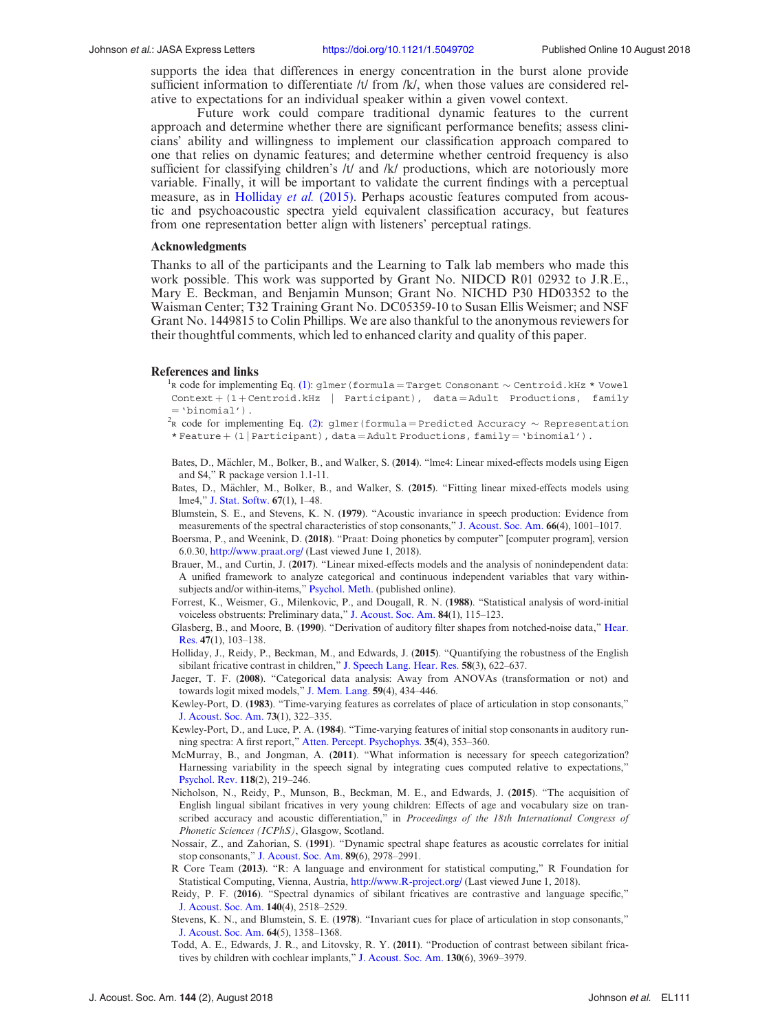supports the idea that differences in energy concentration in the burst alone provide sufficient information to differentiate /t/ from /k/, when those values are considered relative to expectations for an individual speaker within a given vowel context.

Future work could compare traditional dynamic features to the current approach and determine whether there are significant performance benefits; assess clinicians' ability and willingness to implement our classification approach compared to one that relies on dynamic features; and determine whether centroid frequency is also sufficient for classifying children's /t/ and /k/ productions, which are notoriously more variable. Finally, it will be important to validate the current findings with a perceptual measure, as in Holliday *et al.* (2015). Perhaps acoustic features computed from acoustic and psychoacoustic spectra yield equivalent classification accuracy, but features from one representation better align with listeners' perceptual ratings.

## Acknowledgments

Thanks to all of the participants and the Learning to Talk lab members who made this work possible. This work was supported by Grant No. NIDCD R01 02932 to J.R.E., Mary E. Beckman, and Benjamin Munson; Grant No. NICHD P30 HD03352 to the Waisman Center; T32 Training Grant No. DC05359-10 to Susan Ellis Weismer; and NSF Grant No. 1449815 to Colin Phillips. We are also thankful to the anonymous reviewers for their thoughtful comments, which led to enhanced clarity and quality of this paper.

## References and links

[1] R code for implementing Eq. (1): `glmer(formula = Target Consonant ~ Centroid.kHz * Vowel Context + (1 + Centroid.kHz | Participant), data = Adult Productions, family = 'binomial')`.

[2] R code for implementing Eq. (2): `glmer(formula = Predicted Accuracy ~ Representation * Feature + (1|Participant), data = Adult Productions, family = 'binomial')`.

Bates, D., Mächler, M., Bolker, B., and Walker, S. (**2014**). "lme4: Linear mixed-effects models using Eigen and S4," R package version 1.1-11.

Bates, D., Mächler, M., Bolker, B., and Walker, S. (**2015**). "Fitting linear mixed-effects models using lme4," J. Stat. Softw. **67**(1), 1–48.

Blumstein, S. E., and Stevens, K. N. (**1979**). "Acoustic invariance in speech production: Evidence from measurements of the spectral characteristics of stop consonants," J. Acoust. Soc. Am. **66**(4), 1001–1017.

Boersma, P., and Weenink, D. (**2018**). "Praat: Doing phonetics by computer" [computer program], version 6.0.30, http://www.praat.org/ (Last viewed June 1, 2018).

Brauer, M., and Curtin, J. (**2017**). "Linear mixed-effects models and the analysis of nonindependent data: A unified framework to analyze categorical and continuous independent variables that vary within-subjects and/or within-items," Psychol. Meth. (published online).

Forrest, K., Weismer, G., Milenkovic, P., and Dougall, R. N. (**1988**). "Statistical analysis of word-initial voiceless obstruents: Preliminary data," J. Acoust. Soc. Am. **84**(1), 115–123.

Glasberg, B., and Moore, B. (**1990**). "Derivation of auditory filter shapes from notched-noise data," Hear. Res. **47**(1), 103–138.

Holliday, J., Reidy, P., Beckman, M., and Edwards, J. (**2015**). "Quantifying the robustness of the English sibilant fricative contrast in children," J. Speech Lang. Hear. Res. **58**(3), 622–637.

Jaeger, T. F. (**2008**). "Categorical data analysis: Away from ANOVAs (transformation or not) and towards logit mixed models," J. Mem. Lang. **59**(4), 434–446.

Kewley-Port, D. (**1983**). "Time-varying features as correlates of place of articulation in stop consonants," J. Acoust. Soc. Am. **73**(1), 322–335.

Kewley-Port, D., and Luce, P. A. (**1984**). "Time-varying features of initial stop consonants in auditory running spectra: A first report," Atten. Percept. Psychophys. **35**(4), 353–360.

McMurray, B., and Jongman, A. (**2011**). "What information is necessary for speech categorization? Harnessing variability in the speech signal by integrating cues computed relative to expectations," Psychol. Rev. **118**(2), 219–246.

Nicholson, N., Reidy, P., Munson, B., Beckman, M. E., and Edwards, J. (**2015**). "The acquisition of English lingual sibilant fricatives in very young children: Effects of age and vocabulary size on transcribed accuracy and acoustic differentiation," in *Proceedings of the 18th International Congress of Phonetic Sciences (ICPhS)*, Glasgow, Scotland.

Nossair, Z., and Zahorian, S. (**1991**). "Dynamic spectral shape features as acoustic correlates for initial stop consonants," J. Acoust. Soc. Am. **89**(6), 2978–2991.

R Core Team (**2013**). "R: A language and environment for statistical computing," R Foundation for Statistical Computing, Vienna, Austria, http://www.R-project.org/ (Last viewed June 1, 2018).

Reidy, P. F. (**2016**). "Spectral dynamics of sibilant fricatives are contrastive and language specific," J. Acoust. Soc. Am. **140**(4), 2518–2529.

Stevens, K. N., and Blumstein, S. E. (**1978**). "Invariant cues for place of articulation in stop consonants," J. Acoust. Soc. Am. **64**(5), 1358–1368.

Todd, A. E., Edwards, J. R., and Litovsky, R. Y. (**2011**). "Production of contrast between sibilant fricatives by children with cochlear implants," J. Acoust. Soc. Am. **130**(6), 3969–3979.